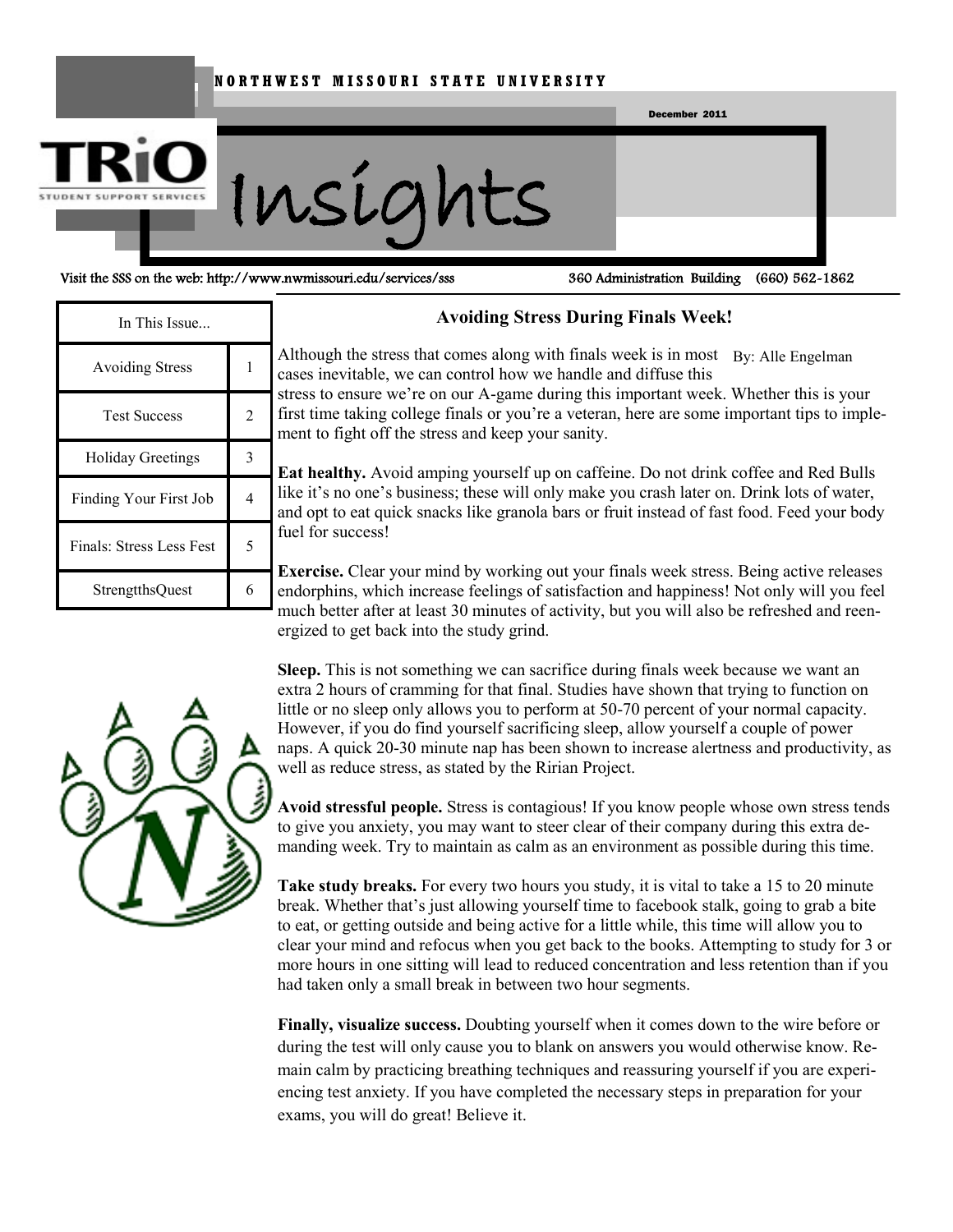NORTHWEST MISSOURI STATE UNIVERSITY

December 2011

# Insights

TRiO Student Support Services

Visit the SSS on the web: http://www.nwmissouri.edu/services/sss 360 Administration Building (660) 562-1862

| In This Issue... | |
|---|---|
| Avoiding Stress | 1 |
| Test Success | 2 |
| Holiday Greetings | 3 |
| Finding Your First Job | 4 |
| Finals: Stress Less Fest | 5 |
| StrengtthsQuest | 6 |

## Avoiding Stress During Finals Week!

By: Alle Engelman

Although the stress that comes along with finals week is in most cases inevitable, we can control how we handle and diffuse this stress to ensure we're on our A-game during this important week. Whether this is your first time taking college finals or you're a veteran, here are some important tips to implement to fight off the stress and keep your sanity.

**Eat healthy.** Avoid amping yourself up on caffeine. Do not drink coffee and Red Bulls like it's no one's business; these will only make you crash later on. Drink lots of water, and opt to eat quick snacks like granola bars or fruit instead of fast food. Feed your body fuel for success!

**Exercise.** Clear your mind by working out your finals week stress. Being active releases endorphins, which increase feelings of satisfaction and happiness! Not only will you feel much better after at least 30 minutes of activity, but you will also be refreshed and reenergized to get back into the study grind.

**Sleep.** This is not something we can sacrifice during finals week because we want an extra 2 hours of cramming for that final. Studies have shown that trying to function on little or no sleep only allows you to perform at 50-70 percent of your normal capacity. However, if you do find yourself sacrificing sleep, allow yourself a couple of power naps. A quick 20-30 minute nap has been shown to increase alertness and productivity, as well as reduce stress, as stated by the Ririan Project.

**Avoid stressful people.** Stress is contagious! If you know people whose own stress tends to give you anxiety, you may want to steer clear of their company during this extra demanding week. Try to maintain as calm as an environment as possible during this time.

**Take study breaks.** For every two hours you study, it is vital to take a 15 to 20 minute break. Whether that's just allowing yourself time to facebook stalk, going to grab a bite to eat, or getting outside and being active for a little while, this time will allow you to clear your mind and refocus when you get back to the books. Attempting to study for 3 or more hours in one sitting will lead to reduced concentration and less retention than if you had taken only a small break in between two hour segments.

**Finally, visualize success.** Doubting yourself when it comes down to the wire before or during the test will only cause you to blank on answers you would otherwise know. Remain calm by practicing breathing techniques and reassuring yourself if you are experiencing test anxiety. If you have completed the necessary steps in preparation for your exams, you will do great! Believe it.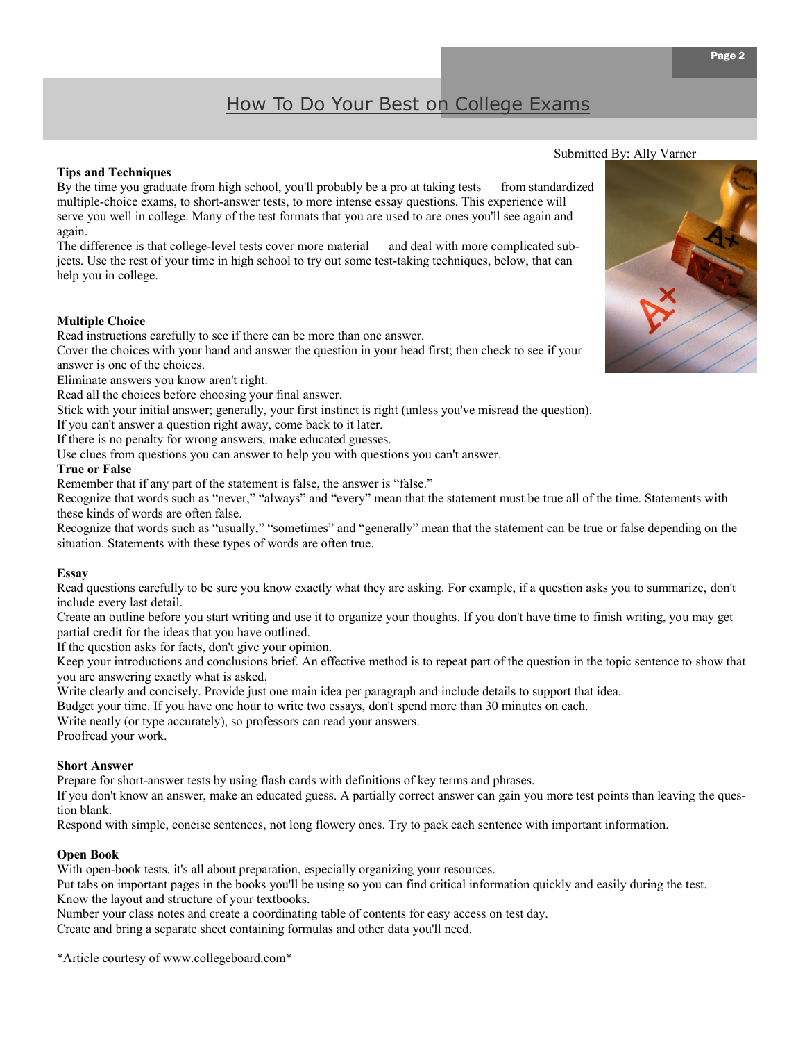# How To Do Your Best on College Exams

Submitted By: Ally Varner

**Tips and Techniques**

By the time you graduate from high school, you'll probably be a pro at taking tests — from standardized multiple-choice exams, to short-answer tests, to more intense essay questions. This experience will serve you well in college. Many of the test formats that you are used to are ones you'll see again and again.

The difference is that college-level tests cover more material — and deal with more complicated subjects. Use the rest of your time in high school to try out some test-taking techniques, below, that can help you in college.

**Multiple Choice**

Read instructions carefully to see if there can be more than one answer.

Cover the choices with your hand and answer the question in your head first; then check to see if your answer is one of the choices.

Eliminate answers you know aren't right.

Read all the choices before choosing your final answer.

Stick with your initial answer; generally, your first instinct is right (unless you've misread the question).

If you can't answer a question right away, come back to it later.

If there is no penalty for wrong answers, make educated guesses.

Use clues from questions you can answer to help you with questions you can't answer.

**True or False**

Remember that if any part of the statement is false, the answer is "false."

Recognize that words such as "never," "always" and "every" mean that the statement must be true all of the time. Statements with these kinds of words are often false.

Recognize that words such as "usually," "sometimes" and "generally" mean that the statement can be true or false depending on the situation. Statements with these types of words are often true.

**Essay**

Read questions carefully to be sure you know exactly what they are asking. For example, if a question asks you to summarize, don't include every last detail.

Create an outline before you start writing and use it to organize your thoughts. If you don't have time to finish writing, you may get partial credit for the ideas that you have outlined.

If the question asks for facts, don't give your opinion.

Keep your introductions and conclusions brief. An effective method is to repeat part of the question in the topic sentence to show that you are answering exactly what is asked.

Write clearly and concisely. Provide just one main idea per paragraph and include details to support that idea.

Budget your time. If you have one hour to write two essays, don't spend more than 30 minutes on each.

Write neatly (or type accurately), so professors can read your answers.

Proofread your work.

**Short Answer**

Prepare for short-answer tests by using flash cards with definitions of key terms and phrases.

If you don't know an answer, make an educated guess. A partially correct answer can gain you more test points than leaving the question blank.

Respond with simple, concise sentences, not long flowery ones. Try to pack each sentence with important information.

**Open Book**

With open-book tests, it's all about preparation, especially organizing your resources.

Put tabs on important pages in the books you'll be using so you can find critical information quickly and easily during the test.

Know the layout and structure of your textbooks.

Number your class notes and create a coordinating table of contents for easy access on test day.

Create and bring a separate sheet containing formulas and other data you'll need.

*Article courtesy of www.collegeboard.com*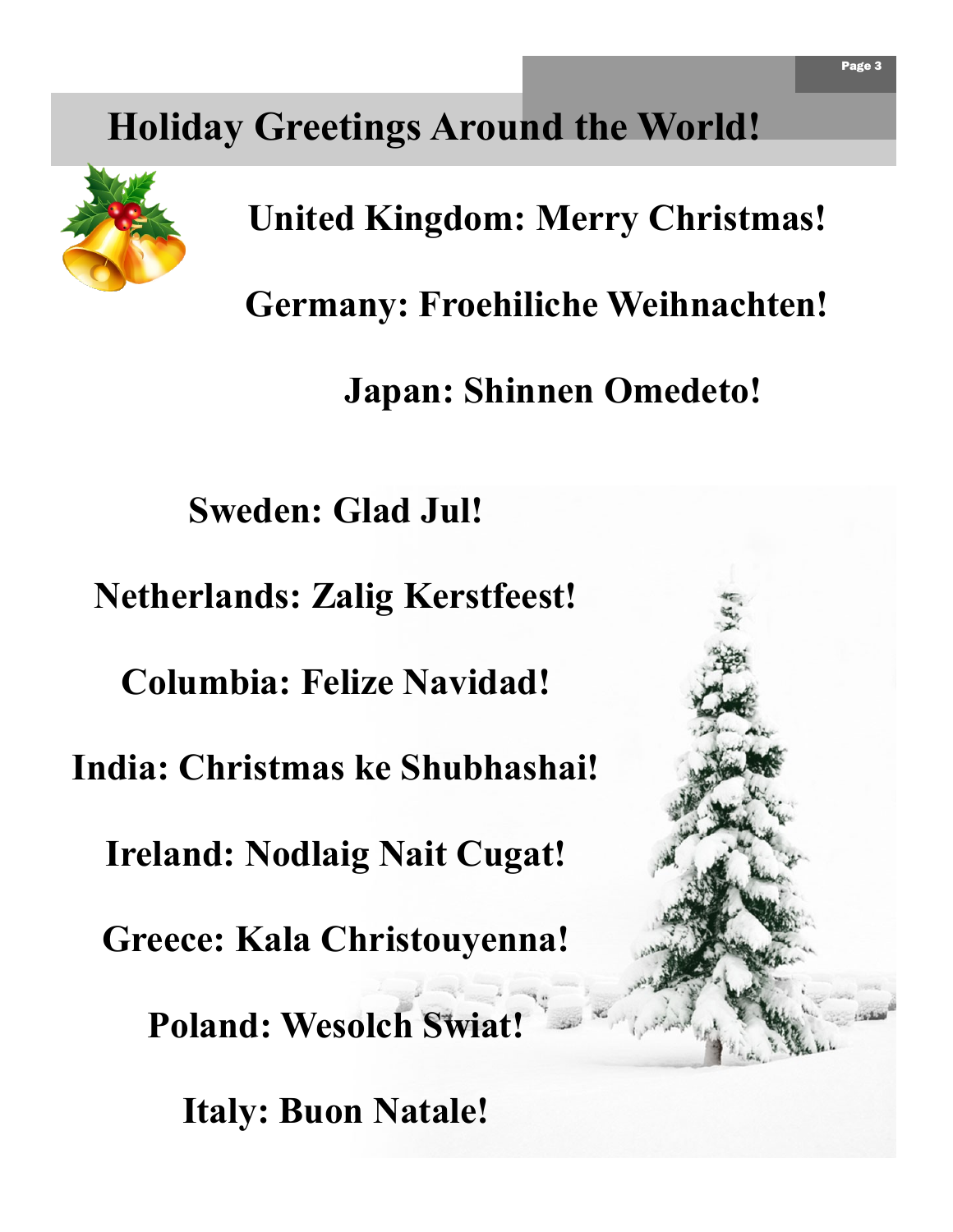# Holiday Greetings Around the World!

**United Kingdom: Merry Christmas!**

**Germany: Froehiliche Weihnachten!**

**Japan: Shinnen Omedeto!**

**Sweden: Glad Jul!**

**Netherlands: Zalig Kerstfeest!**

**Columbia: Felize Navidad!**

**India: Christmas ke Shubhashai!**

**Ireland: Nodlaig Nait Cugat!**

**Greece: Kala Christouyenna!**

**Poland: Wesolch Swiat!**

**Italy: Buon Natale!**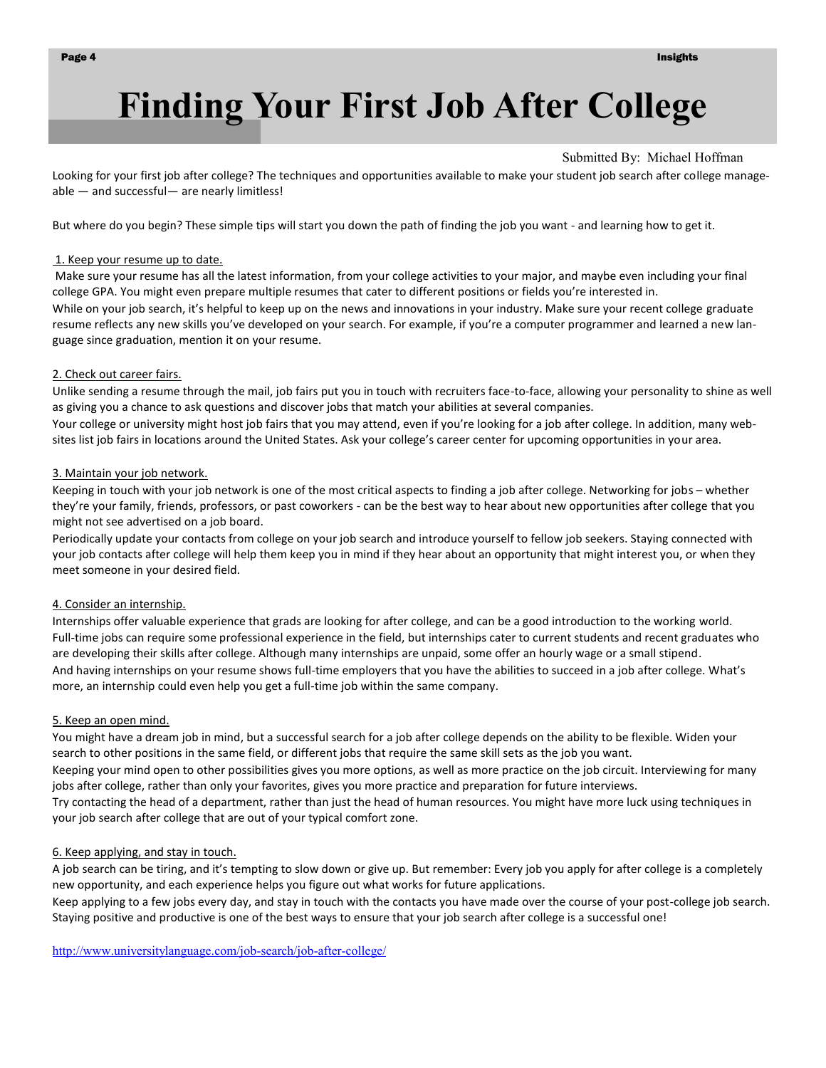# Finding Your First Job After College

Submitted By: Michael Hoffman

Looking for your first job after college? The techniques and opportunities available to make your student job search after college manageable — and successful— are nearly limitless!

But where do you begin? These simple tips will start you down the path of finding the job you want - and learning how to get it.

1. Keep your resume up to date.

Make sure your resume has all the latest information, from your college activities to your major, and maybe even including your final college GPA. You might even prepare multiple resumes that cater to different positions or fields you're interested in.

While on your job search, it's helpful to keep up on the news and innovations in your industry. Make sure your recent college graduate resume reflects any new skills you've developed on your search. For example, if you're a computer programmer and learned a new language since graduation, mention it on your resume.

2. Check out career fairs.

Unlike sending a resume through the mail, job fairs put you in touch with recruiters face-to-face, allowing your personality to shine as well as giving you a chance to ask questions and discover jobs that match your abilities at several companies.

Your college or university might host job fairs that you may attend, even if you're looking for a job after college. In addition, many websites list job fairs in locations around the United States. Ask your college's career center for upcoming opportunities in your area.

3. Maintain your job network.

Keeping in touch with your job network is one of the most critical aspects to finding a job after college. Networking for jobs – whether they're your family, friends, professors, or past coworkers - can be the best way to hear about new opportunities after college that you might not see advertised on a job board.

Periodically update your contacts from college on your job search and introduce yourself to fellow job seekers. Staying connected with your job contacts after college will help them keep you in mind if they hear about an opportunity that might interest you, or when they meet someone in your desired field.

4. Consider an internship.

Internships offer valuable experience that grads are looking for after college, and can be a good introduction to the working world. Full-time jobs can require some professional experience in the field, but internships cater to current students and recent graduates who are developing their skills after college. Although many internships are unpaid, some offer an hourly wage or a small stipend.

And having internships on your resume shows full-time employers that you have the abilities to succeed in a job after college. What's more, an internship could even help you get a full-time job within the same company.

5. Keep an open mind.

You might have a dream job in mind, but a successful search for a job after college depends on the ability to be flexible. Widen your search to other positions in the same field, or different jobs that require the same skill sets as the job you want.

Keeping your mind open to other possibilities gives you more options, as well as more practice on the job circuit. Interviewing for many jobs after college, rather than only your favorites, gives you more practice and preparation for future interviews.

Try contacting the head of a department, rather than just the head of human resources. You might have more luck using techniques in your job search after college that are out of your typical comfort zone.

6. Keep applying, and stay in touch.

A job search can be tiring, and it's tempting to slow down or give up. But remember: Every job you apply for after college is a completely new opportunity, and each experience helps you figure out what works for future applications.

Keep applying to a few jobs every day, and stay in touch with the contacts you have made over the course of your post-college job search. Staying positive and productive is one of the best ways to ensure that your job search after college is a successful one!

http://www.universitylanguage.com/job-search/job-after-college/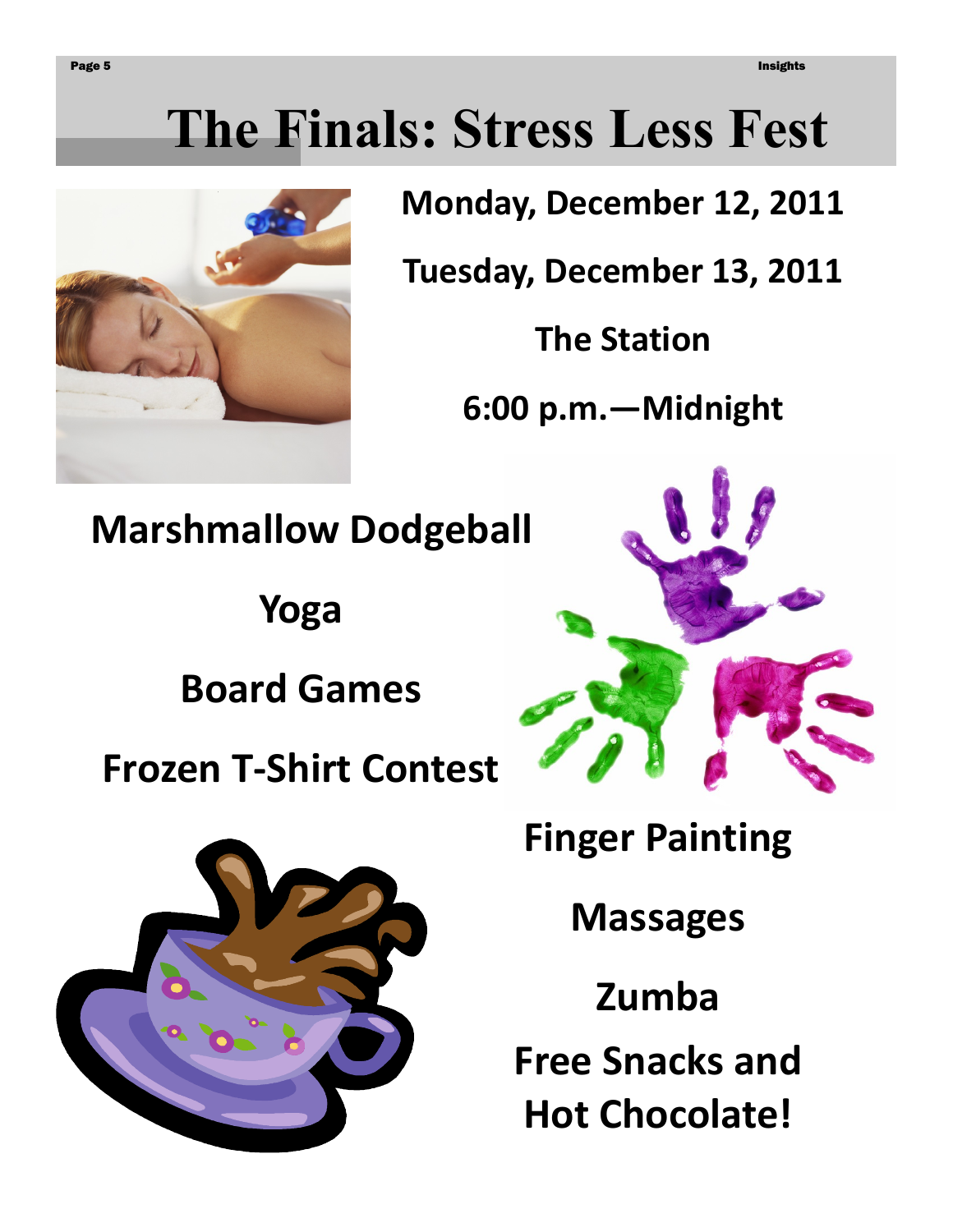# The Finals: Stress Less Fest

**Monday, December 12, 2011**

**Tuesday, December 13, 2011**

**The Station**

**6:00 p.m.—Midnight**

**Marshmallow Dodgeball**

**Yoga**

**Board Games**

**Frozen T-Shirt Contest**

**Finger Painting**

**Massages**

**Zumba**

**Free Snacks and Hot Chocolate!**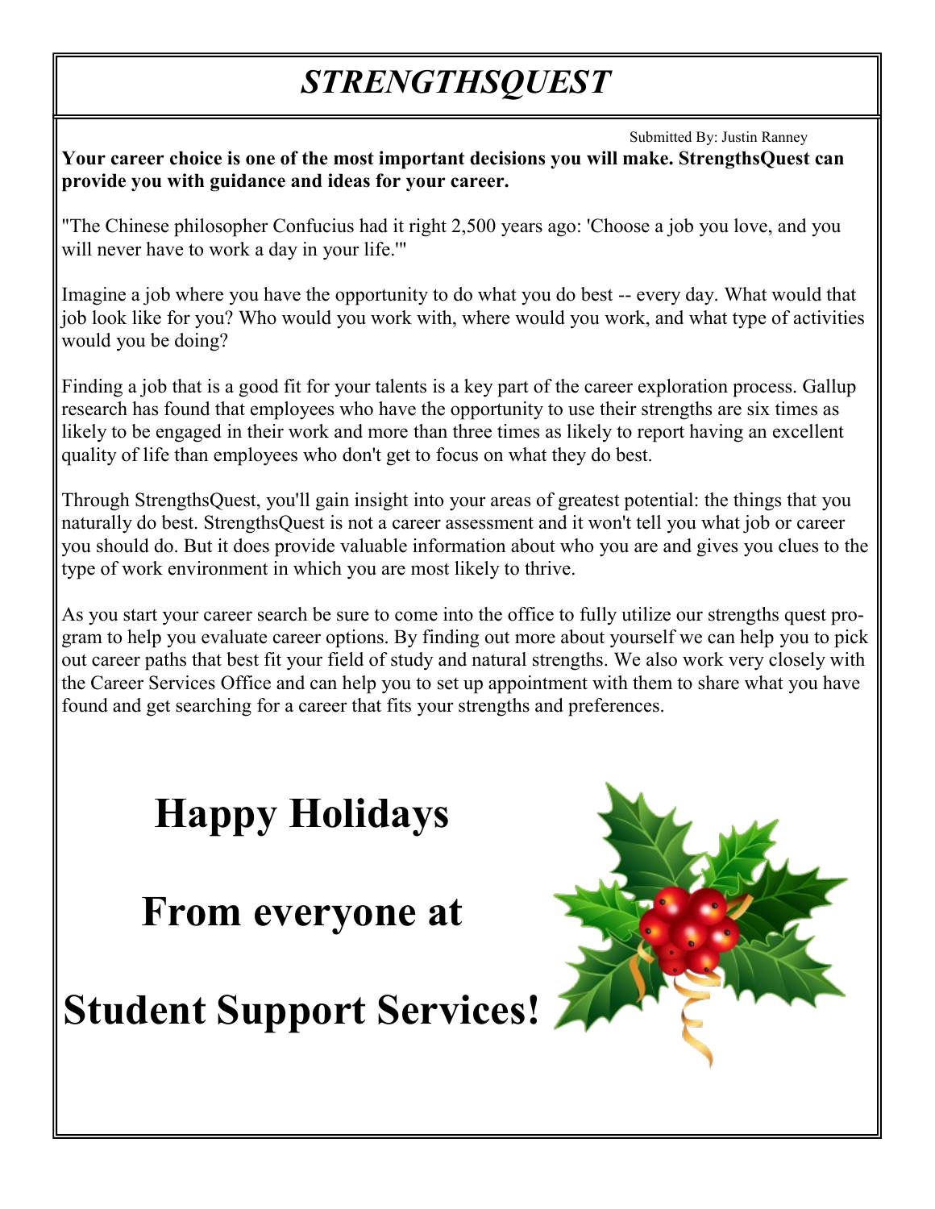# *STRENGTHSQUEST*

Submitted By: Justin Ranney

**Your career choice is one of the most important decisions you will make. StrengthsQuest can provide you with guidance and ideas for your career.**

"The Chinese philosopher Confucius had it right 2,500 years ago: 'Choose a job you love, and you will never have to work a day in your life.'"

Imagine a job where you have the opportunity to do what you do best -- every day. What would that job look like for you? Who would you work with, where would you work, and what type of activities would you be doing?

Finding a job that is a good fit for your talents is a key part of the career exploration process. Gallup research has found that employees who have the opportunity to use their strengths are six times as likely to be engaged in their work and more than three times as likely to report having an excellent quality of life than employees who don't get to focus on what they do best.

Through StrengthsQuest, you'll gain insight into your areas of greatest potential: the things that you naturally do best. StrengthsQuest is not a career assessment and it won't tell you what job or career you should do. But it does provide valuable information about who you are and gives you clues to the type of work environment in which you are most likely to thrive.

As you start your career search be sure to come into the office to fully utilize our strengths quest program to help you evaluate career options. By finding out more about yourself we can help you to pick out career paths that best fit your field of study and natural strengths. We also work very closely with the Career Services Office and can help you to set up appointment with them to share what you have found and get searching for a career that fits your strengths and preferences.

**Happy Holidays**

**From everyone at**

**Student Support Services!**